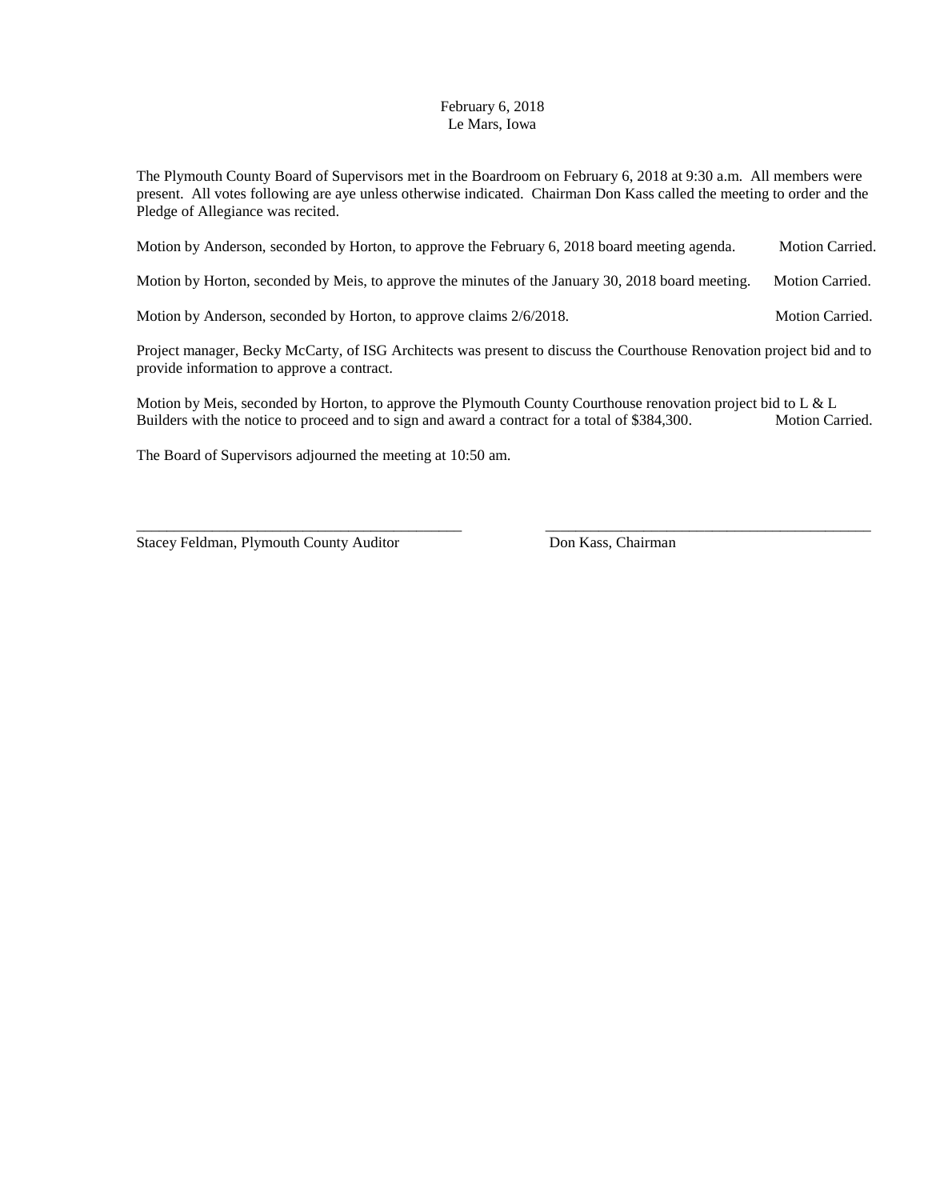February 6, 2018
Le Mars, Iowa

The Plymouth County Board of Supervisors met in the Boardroom on February 6, 2018 at 9:30 a.m. All members were present. All votes following are aye unless otherwise indicated. Chairman Don Kass called the meeting to order and the Pledge of Allegiance was recited.

Motion by Anderson, seconded by Horton, to approve the February 6, 2018 board meeting agenda. Motion Carried.

Motion by Horton, seconded by Meis, to approve the minutes of the January 30, 2018 board meeting. Motion Carried.

Motion by Anderson, seconded by Horton, to approve claims 2/6/2018. Motion Carried.

Project manager, Becky McCarty, of ISG Architects was present to discuss the Courthouse Renovation project bid and to provide information to approve a contract.

Motion by Meis, seconded by Horton, to approve the Plymouth County Courthouse renovation project bid to L & L Builders with the notice to proceed and to sign and award a contract for a total of $384,300. Motion Carried.

The Board of Supervisors adjourned the meeting at 10:50 am.

\_\_\_\_\_\_\_\_\_\_\_\_\_\_\_\_\_\_\_\_\_\_\_\_\_\_\_\_\_\_\_\_\_\_\_\_\_\_\_\_\_\_
Stacey Feldman, Plymouth County Auditor

\_\_\_\_\_\_\_\_\_\_\_\_\_\_\_\_\_\_\_\_\_\_\_\_\_\_\_\_\_\_\_\_\_\_\_\_\_\_\_\_\_\_
Don Kass, Chairman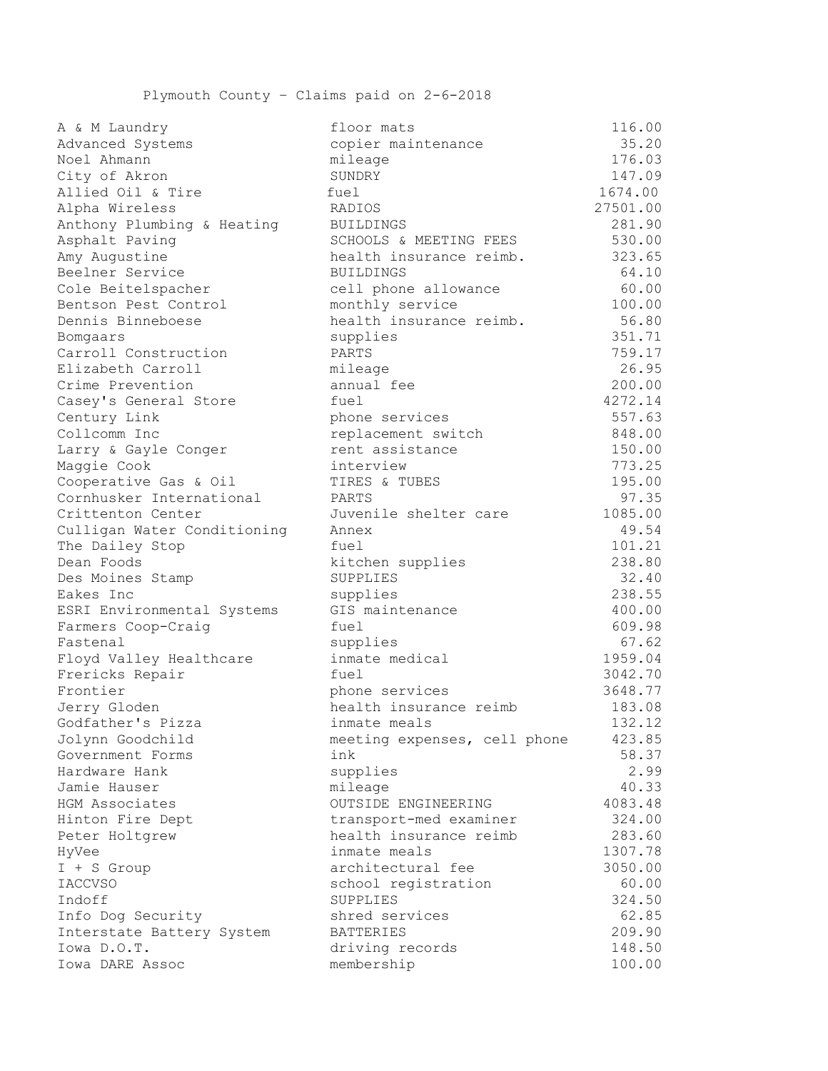Plymouth County – Claims paid on 2-6-2018

| | | |
|---|---|---|
| A & M Laundry | floor mats | 116.00 |
| Advanced Systems | copier maintenance | 35.20 |
| Noel Ahmann | mileage | 176.03 |
| City of Akron | SUNDRY | 147.09 |
| Allied Oil & Tire | fuel | 1674.00 |
| Alpha Wireless | RADIOS | 27501.00 |
| Anthony Plumbing & Heating | BUILDINGS | 281.90 |
| Asphalt Paving | SCHOOLS & MEETING FEES | 530.00 |
| Amy Augustine | health insurance reimb. | 323.65 |
| Beelner Service | BUILDINGS | 64.10 |
| Cole Beitelspacher | cell phone allowance | 60.00 |
| Bentson Pest Control | monthly service | 100.00 |
| Dennis Binneboese | health insurance reimb. | 56.80 |
| Bomgaars | supplies | 351.71 |
| Carroll Construction | PARTS | 759.17 |
| Elizabeth Carroll | mileage | 26.95 |
| Crime Prevention | annual fee | 200.00 |
| Casey's General Store | fuel | 4272.14 |
| Century Link | phone services | 557.63 |
| Collcomm Inc | replacement switch | 848.00 |
| Larry & Gayle Conger | rent assistance | 150.00 |
| Maggie Cook | interview | 773.25 |
| Cooperative Gas & Oil | TIRES & TUBES | 195.00 |
| Cornhusker International | PARTS | 97.35 |
| Crittenton Center | Juvenile shelter care | 1085.00 |
| Culligan Water Conditioning | Annex | 49.54 |
| The Dailey Stop | fuel | 101.21 |
| Dean Foods | kitchen supplies | 238.80 |
| Des Moines Stamp | SUPPLIES | 32.40 |
| Eakes Inc | supplies | 238.55 |
| ESRI Environmental Systems | GIS maintenance | 400.00 |
| Farmers Coop-Craig | fuel | 609.98 |
| Fastenal | supplies | 67.62 |
| Floyd Valley Healthcare | inmate medical | 1959.04 |
| Frericks Repair | fuel | 3042.70 |
| Frontier | phone services | 3648.77 |
| Jerry Gloden | health insurance reimb | 183.08 |
| Godfather's Pizza | inmate meals | 132.12 |
| Jolynn Goodchild | meeting expenses, cell phone | 423.85 |
| Government Forms | ink | 58.37 |
| Hardware Hank | supplies | 2.99 |
| Jamie Hauser | mileage | 40.33 |
| HGM Associates | OUTSIDE ENGINEERING | 4083.48 |
| Hinton Fire Dept | transport-med examiner | 324.00 |
| Peter Holtgrew | health insurance reimb | 283.60 |
| HyVee | inmate meals | 1307.78 |
| I + S Group | architectural fee | 3050.00 |
| IACCVSO | school registration | 60.00 |
| Indoff | SUPPLIES | 324.50 |
| Info Dog Security | shred services | 62.85 |
| Interstate Battery System | BATTERIES | 209.90 |
| Iowa D.O.T. | driving records | 148.50 |
| Iowa DARE Assoc | membership | 100.00 |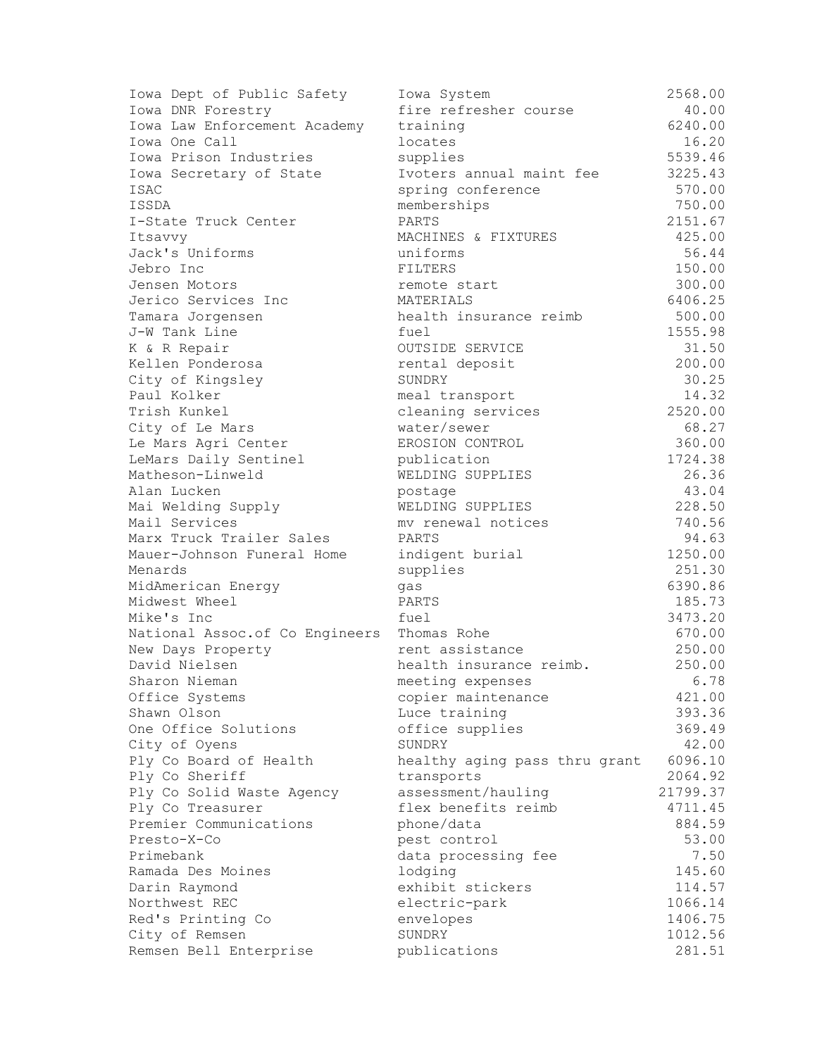| | | |
|---|---|---|
| Iowa Dept of Public Safety | Iowa System | 2568.00 |
| Iowa DNR Forestry | fire refresher course | 40.00 |
| Iowa Law Enforcement Academy | training | 6240.00 |
| Iowa One Call | locates | 16.20 |
| Iowa Prison Industries | supplies | 5539.46 |
| Iowa Secretary of State | Ivoters annual maint fee | 3225.43 |
| ISAC | spring conference | 570.00 |
| ISSDA | memberships | 750.00 |
| I-State Truck Center | PARTS | 2151.67 |
| Itsavvy | MACHINES & FIXTURES | 425.00 |
| Jack's Uniforms | uniforms | 56.44 |
| Jebro Inc | FILTERS | 150.00 |
| Jensen Motors | remote start | 300.00 |
| Jerico Services Inc | MATERIALS | 6406.25 |
| Tamara Jorgensen | health insurance reimb | 500.00 |
| J-W Tank Line | fuel | 1555.98 |
| K & R Repair | OUTSIDE SERVICE | 31.50 |
| Kellen Ponderosa | rental deposit | 200.00 |
| City of Kingsley | SUNDRY | 30.25 |
| Paul Kolker | meal transport | 14.32 |
| Trish Kunkel | cleaning services | 2520.00 |
| City of Le Mars | water/sewer | 68.27 |
| Le Mars Agri Center | EROSION CONTROL | 360.00 |
| LeMars Daily Sentinel | publication | 1724.38 |
| Matheson-Linweld | WELDING SUPPLIES | 26.36 |
| Alan Lucken | postage | 43.04 |
| Mai Welding Supply | WELDING SUPPLIES | 228.50 |
| Mail Services | mv renewal notices | 740.56 |
| Marx Truck Trailer Sales | PARTS | 94.63 |
| Mauer-Johnson Funeral Home | indigent burial | 1250.00 |
| Menards | supplies | 251.30 |
| MidAmerican Energy | gas | 6390.86 |
| Midwest Wheel | PARTS | 185.73 |
| Mike's Inc | fuel | 3473.20 |
| National Assoc.of Co Engineers | Thomas Rohe | 670.00 |
| New Days Property | rent assistance | 250.00 |
| David Nielsen | health insurance reimb. | 250.00 |
| Sharon Nieman | meeting expenses | 6.78 |
| Office Systems | copier maintenance | 421.00 |
| Shawn Olson | Luce training | 393.36 |
| One Office Solutions | office supplies | 369.49 |
| City of Oyens | SUNDRY | 42.00 |
| Ply Co Board of Health | healthy aging pass thru grant | 6096.10 |
| Ply Co Sheriff | transports | 2064.92 |
| Ply Co Solid Waste Agency | assessment/hauling | 21799.37 |
| Ply Co Treasurer | flex benefits reimb | 4711.45 |
| Premier Communications | phone/data | 884.59 |
| Presto-X-Co | pest control | 53.00 |
| Primebank | data processing fee | 7.50 |
| Ramada Des Moines | lodging | 145.60 |
| Darin Raymond | exhibit stickers | 114.57 |
| Northwest REC | electric-park | 1066.14 |
| Red's Printing Co | envelopes | 1406.75 |
| City of Remsen | SUNDRY | 1012.56 |
| Remsen Bell Enterprise | publications | 281.51 |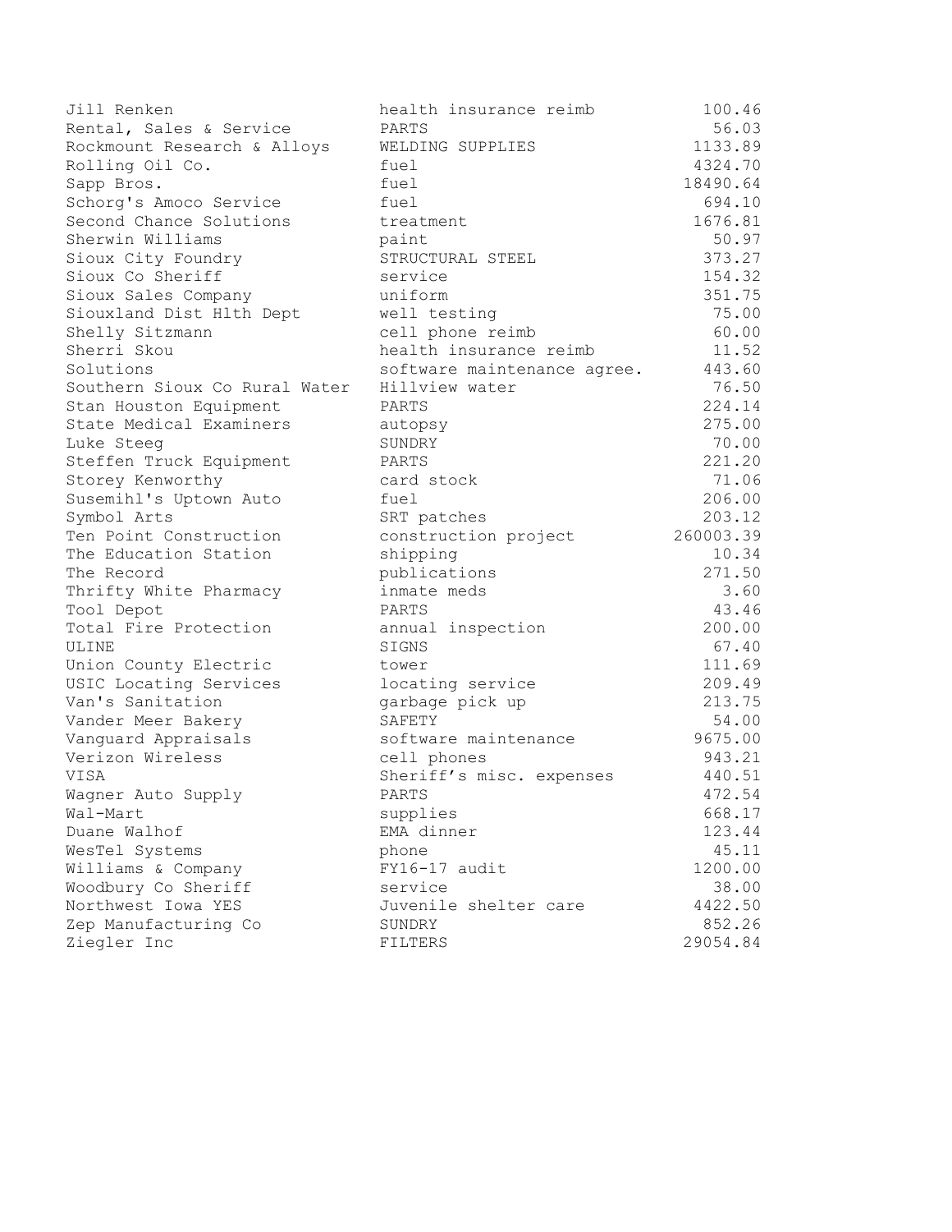| | | |
|---|---|---|
| Jill Renken | health insurance reimb | 100.46 |
| Rental, Sales & Service | PARTS | 56.03 |
| Rockmount Research & Alloys | WELDING SUPPLIES | 1133.89 |
| Rolling Oil Co. | fuel | 4324.70 |
| Sapp Bros. | fuel | 18490.64 |
| Schorg's Amoco Service | fuel | 694.10 |
| Second Chance Solutions | treatment | 1676.81 |
| Sherwin Williams | paint | 50.97 |
| Sioux City Foundry | STRUCTURAL STEEL | 373.27 |
| Sioux Co Sheriff | service | 154.32 |
| Sioux Sales Company | uniform | 351.75 |
| Siouxland Dist Hlth Dept | well testing | 75.00 |
| Shelly Sitzmann | cell phone reimb | 60.00 |
| Sherri Skou | health insurance reimb | 11.52 |
| Solutions | software maintenance agree. | 443.60 |
| Southern Sioux Co Rural Water | Hillview water | 76.50 |
| Stan Houston Equipment | PARTS | 224.14 |
| State Medical Examiners | autopsy | 275.00 |
| Luke Steeg | SUNDRY | 70.00 |
| Steffen Truck Equipment | PARTS | 221.20 |
| Storey Kenworthy | card stock | 71.06 |
| Susemihl's Uptown Auto | fuel | 206.00 |
| Symbol Arts | SRT patches | 203.12 |
| Ten Point Construction | construction project | 260003.39 |
| The Education Station | shipping | 10.34 |
| The Record | publications | 271.50 |
| Thrifty White Pharmacy | inmate meds | 3.60 |
| Tool Depot | PARTS | 43.46 |
| Total Fire Protection | annual inspection | 200.00 |
| ULINE | SIGNS | 67.40 |
| Union County Electric | tower | 111.69 |
| USIC Locating Services | locating service | 209.49 |
| Van's Sanitation | garbage pick up | 213.75 |
| Vander Meer Bakery | SAFETY | 54.00 |
| Vanguard Appraisals | software maintenance | 9675.00 |
| Verizon Wireless | cell phones | 943.21 |
| VISA | Sheriff's misc. expenses | 440.51 |
| Wagner Auto Supply | PARTS | 472.54 |
| Wal-Mart | supplies | 668.17 |
| Duane Walhof | EMA dinner | 123.44 |
| WesTel Systems | phone | 45.11 |
| Williams & Company | FY16-17 audit | 1200.00 |
| Woodbury Co Sheriff | service | 38.00 |
| Northwest Iowa YES | Juvenile shelter care | 4422.50 |
| Zep Manufacturing Co | SUNDRY | 852.26 |
| Ziegler Inc | FILTERS | 29054.84 |